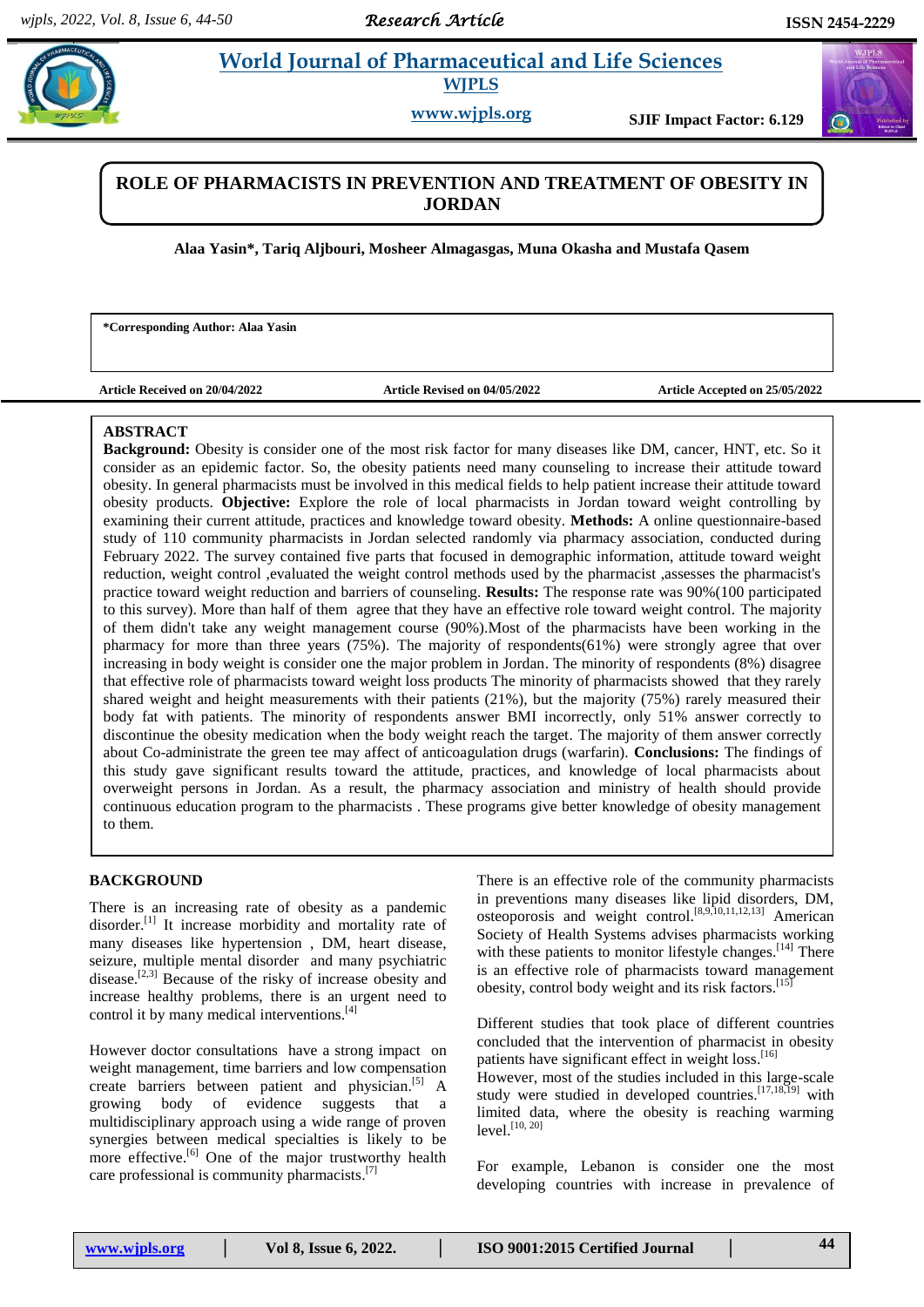# ROLE OF PHARMACISTS IN PREVENTION AND TREATMENT OF OBESITY IN JORDAN

**Alaa Yasin\*, Tariq Aljbouri, Mosheer Almagasgas, Muna Okasha and Mustafa Qasem**

**\*Corresponding Author: Alaa Yasin**

**Article Received on 20/04/2022** **Article Revised on 04/05/2022** **Article Accepted on 25/05/2022**

## ABSTRACT

**Background:** Obesity is consider one of the most risk factor for many diseases like DM, cancer, HNT, etc. So it consider as an epidemic factor. So, the obesity patients need many counseling to increase their attitude toward obesity. In general pharmacists must be involved in this medical fields to help patient increase their attitude toward obesity products. **Objective:** Explore the role of local pharmacists in Jordan toward weight controlling by examining their current attitude, practices and knowledge toward obesity. **Methods:** A online questionnaire-based study of 110 community pharmacists in Jordan selected randomly via pharmacy association, conducted during February 2022. The survey contained five parts that focused in demographic information, attitude toward weight reduction, weight control ,evaluated the weight control methods used by the pharmacist ,assesses the pharmacist's practice toward weight reduction and barriers of counseling. **Results:** The response rate was 90%(100 participated to this survey). More than half of them agree that they have an effective role toward weight control. The majority of them didn't take any weight management course (90%).Most of the pharmacists have been working in the pharmacy for more than three years (75%). The majority of respondents(61%) were strongly agree that over increasing in body weight is consider one the major problem in Jordan. The minority of respondents (8%) disagree that effective role of pharmacists toward weight loss products The minority of pharmacists showed that they rarely shared weight and height measurements with their patients (21%), but the majority (75%) rarely measured their body fat with patients. The minority of respondents answer BMI incorrectly, only 51% answer correctly to discontinue the obesity medication when the body weight reach the target. The majority of them answer correctly about Co-administrate the green tee may affect of anticoagulation drugs (warfarin). **Conclusions:** The findings of this study gave significant results toward the attitude, practices, and knowledge of local pharmacists about overweight persons in Jordan. As a result, the pharmacy association and ministry of health should provide continuous education program to the pharmacists . These programs give better knowledge of obesity management to them.

## BACKGROUND

There is an increasing rate of obesity as a pandemic disorder.[1] It increase morbidity and mortality rate of many diseases like hypertension , DM, heart disease, seizure, multiple mental disorder and many psychiatric disease.[2,3] Because of the risky of increase obesity and increase healthy problems, there is an urgent need to control it by many medical interventions.[4]

However doctor consultations have a strong impact on weight management, time barriers and low compensation create barriers between patient and physician.[5] A growing body of evidence suggests that a multidisciplinary approach using a wide range of proven synergies between medical specialties is likely to be more effective.[6] One of the major trustworthy health care professional is community pharmacists.[7]

There is an effective role of the community pharmacists in preventions many diseases like lipid disorders, DM, osteoporosis and weight control.[8,9,10,11,12,13] American Society of Health Systems advises pharmacists working with these patients to monitor lifestyle changes.[14] There is an effective role of pharmacists toward management obesity, control body weight and its risk factors.[15]

Different studies that took place of different countries concluded that the intervention of pharmacist in obesity patients have significant effect in weight loss.[16] However, most of the studies included in this large-scale study were studied in developed countries.[17,18,19] with limited data, where the obesity is reaching warming level.[10, 20]

For example, Lebanon is consider one the most developing countries with increase in prevalence of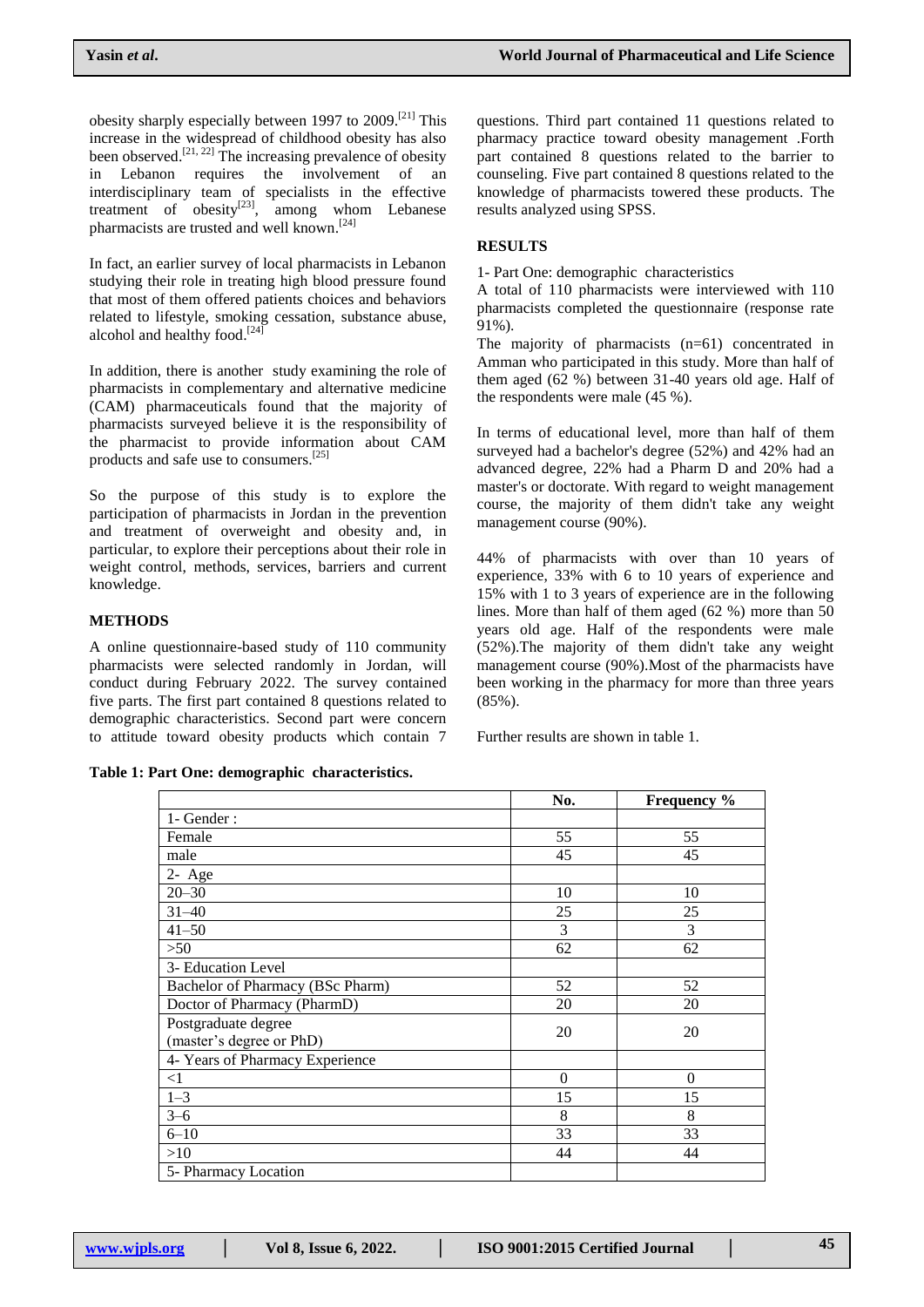obesity sharply especially between 1997 to 2009.[21] This increase in the widespread of childhood obesity has also been observed.[21, 22] The increasing prevalence of obesity in Lebanon requires the involvement of an interdisciplinary team of specialists in the effective treatment of obesity[23], among whom Lebanese pharmacists are trusted and well known.[24]

In fact, an earlier survey of local pharmacists in Lebanon studying their role in treating high blood pressure found that most of them offered patients choices and behaviors related to lifestyle, smoking cessation, substance abuse, alcohol and healthy food.[24]

In addition, there is another study examining the role of pharmacists in complementary and alternative medicine (CAM) pharmaceuticals found that the majority of pharmacists surveyed believe it is the responsibility of the pharmacist to provide information about CAM products and safe use to consumers.[25]

So the purpose of this study is to explore the participation of pharmacists in Jordan in the prevention and treatment of overweight and obesity and, in particular, to explore their perceptions about their role in weight control, methods, services, barriers and current knowledge.

## METHODS

A online questionnaire-based study of 110 community pharmacists were selected randomly in Jordan, will conduct during February 2022. The survey contained five parts. The first part contained 8 questions related to demographic characteristics. Second part were concern to attitude toward obesity products which contain 7 questions. Third part contained 11 questions related to pharmacy practice toward obesity management .Forth part contained 8 questions related to the barrier to counseling. Five part contained 8 questions related to the knowledge of pharmacists towered these products. The results analyzed using SPSS.

## RESULTS

1- Part One: demographic characteristics

A total of 110 pharmacists were interviewed with 110 pharmacists completed the questionnaire (response rate 91%).

The majority of pharmacists (n=61) concentrated in Amman who participated in this study. More than half of them aged (62 %) between 31-40 years old age. Half of the respondents were male (45 %).

In terms of educational level, more than half of them surveyed had a bachelor's degree (52%) and 42% had an advanced degree, 22% had a Pharm D and 20% had a master's or doctorate. With regard to weight management course, the majority of them didn't take any weight management course (90%).

44% of pharmacists with over than 10 years of experience, 33% with 6 to 10 years of experience and 15% with 1 to 3 years of experience are in the following lines. More than half of them aged (62 %) more than 50 years old age. Half of the respondents were male (52%).The majority of them didn't take any weight management course (90%).Most of the pharmacists have been working in the pharmacy for more than three years (85%).

Further results are shown in table 1.

**Table 1: Part One: demographic characteristics.**

| | No. | Frequency % |
|---|---|---|
| 1- Gender : | | |
| Female | 55 | 55 |
| male | 45 | 45 |
| 2- Age | | |
| 20–30 | 10 | 10 |
| 31–40 | 25 | 25 |
| 41–50 | 3 | 3 |
| >50 | 62 | 62 |
| 3- Education Level | | |
| Bachelor of Pharmacy (BSc Pharm) | 52 | 52 |
| Doctor of Pharmacy (PharmD) | 20 | 20 |
| Postgraduate degree (master's degree or PhD) | 20 | 20 |
| 4- Years of Pharmacy Experience | | |
| <1 | 0 | 0 |
| 1–3 | 15 | 15 |
| 3–6 | 8 | 8 |
| 6–10 | 33 | 33 |
| >10 | 44 | 44 |
| 5- Pharmacy Location | | |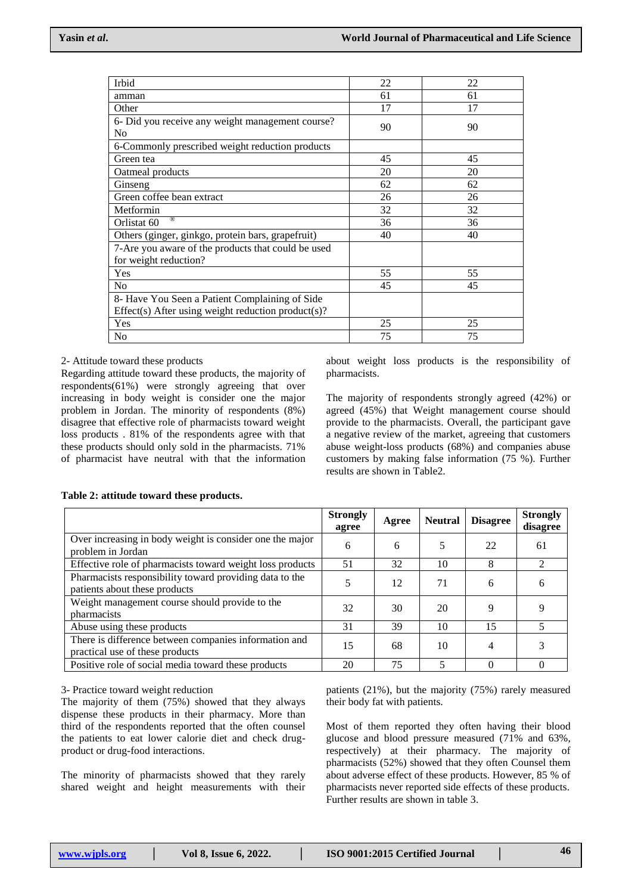| | | |
|---|---|---|
| Irbid | 22 | 22 |
| amman | 61 | 61 |
| Other | 17 | 17 |
| 6- Did you receive any weight management course? No | 90 | 90 |
| 6-Commonly prescribed weight reduction products | | |
| Green tea | 45 | 45 |
| Oatmeal products | 20 | 20 |
| Ginseng | 62 | 62 |
| Green coffee bean extract | 26 | 26 |
| Metformin | 32 | 32 |
| Orlistat 60 ® | 36 | 36 |
| Others (ginger, ginkgo, protein bars, grapefruit) | 40 | 40 |
| 7-Are you aware of the products that could be used for weight reduction? | | |
| Yes | 55 | 55 |
| No | 45 | 45 |
| 8- Have You Seen a Patient Complaining of Side Effect(s) After using weight reduction product(s)? | | |
| Yes | 25 | 25 |
| No | 75 | 75 |

2- Attitude toward these products

Regarding attitude toward these products, the majority of respondents(61%) were strongly agreeing that over increasing in body weight is consider one the major problem in Jordan. The minority of respondents (8%) disagree that effective role of pharmacists toward weight loss products . 81% of the respondents agree with that these products should only sold in the pharmacists. 71% of pharmacist have neutral with that the information about weight loss products is the responsibility of pharmacists.

The majority of respondents strongly agreed (42%) or agreed (45%) that Weight management course should provide to the pharmacists. Overall, the participant gave a negative review of the market, agreeing that customers abuse weight-loss products (68%) and companies abuse customers by making false information (75 %). Further results are shown in Table2.

**Table 2: attitude toward these products.**

| | Strongly agree | Agree | Neutral | Disagree | Strongly disagree |
|---|---|---|---|---|---|
| Over increasing in body weight is consider one the major problem in Jordan | 6 | 6 | 5 | 22 | 61 |
| Effective role of pharmacists toward weight loss products | 51 | 32 | 10 | 8 | 2 |
| Pharmacists responsibility toward providing data to the patients about these products | 5 | 12 | 71 | 6 | 6 |
| Weight management course should provide to the pharmacists | 32 | 30 | 20 | 9 | 9 |
| Abuse using these products | 31 | 39 | 10 | 15 | 5 |
| There is difference between companies information and practical use of these products | 15 | 68 | 10 | 4 | 3 |
| Positive role of social media toward these products | 20 | 75 | 5 | 0 | 0 |

3- Practice toward weight reduction

The majority of them (75%) showed that they always dispense these products in their pharmacy. More than third of the respondents reported that the often counsel the patients to eat lower calorie diet and check drug-product or drug-food interactions.

The minority of pharmacists showed that they rarely shared weight and height measurements with their patients (21%), but the majority (75%) rarely measured their body fat with patients.

Most of them reported they often having their blood glucose and blood pressure measured (71% and 63%, respectively) at their pharmacy. The majority of pharmacists (52%) showed that they often Counsel them about adverse effect of these products. However, 85 % of pharmacists never reported side effects of these products. Further results are shown in table 3.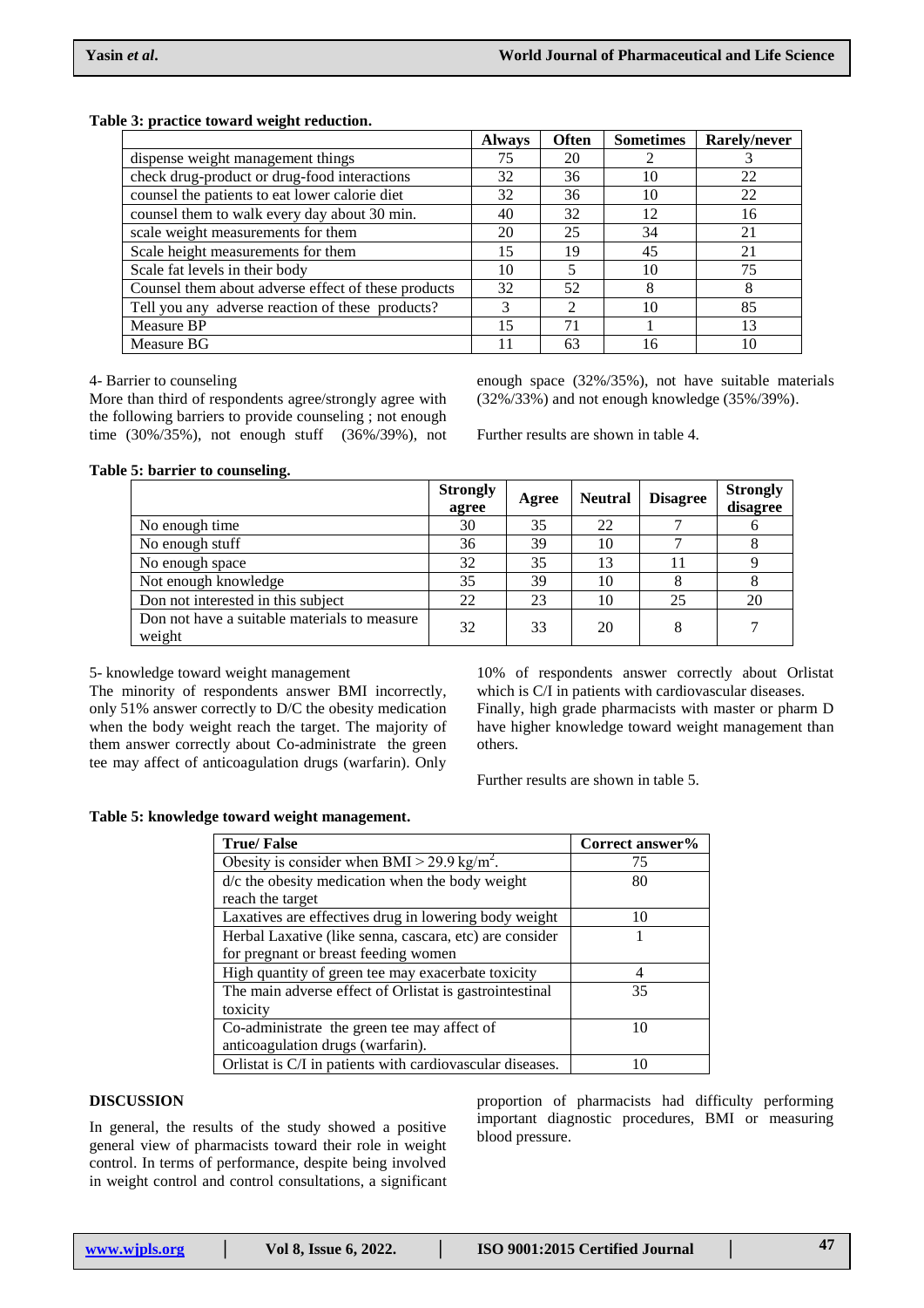**Table 3: practice toward weight reduction.**

| | Always | Often | Sometimes | Rarely/never |
|---|---|---|---|---|
| dispense weight management things | 75 | 20 | 2 | 3 |
| check drug-product or drug-food interactions | 32 | 36 | 10 | 22 |
| counsel the patients to eat lower calorie diet | 32 | 36 | 10 | 22 |
| counsel them to walk every day about 30 min. | 40 | 32 | 12 | 16 |
| scale weight measurements for them | 20 | 25 | 34 | 21 |
| Scale height measurements for them | 15 | 19 | 45 | 21 |
| Scale fat levels in their body | 10 | 5 | 10 | 75 |
| Counsel them about adverse effect of these products | 32 | 52 | 8 | 8 |
| Tell you any adverse reaction of these products? | 3 | 2 | 10 | 85 |
| Measure BP | 15 | 71 | 1 | 13 |
| Measure BG | 11 | 63 | 16 | 10 |

4- Barrier to counseling

More than third of respondents agree/strongly agree with the following barriers to provide counseling ; not enough time (30%/35%), not enough stuff (36%/39%), not enough space (32%/35%), not have suitable materials (32%/33%) and not enough knowledge (35%/39%).

Further results are shown in table 4.

**Table 5: barrier to counseling.**

| | Strongly agree | Agree | Neutral | Disagree | Strongly disagree |
|---|---|---|---|---|---|
| No enough time | 30 | 35 | 22 | 7 | 6 |
| No enough stuff | 36 | 39 | 10 | 7 | 8 |
| No enough space | 32 | 35 | 13 | 11 | 9 |
| Not enough knowledge | 35 | 39 | 10 | 8 | 8 |
| Don not interested in this subject | 22 | 23 | 10 | 25 | 20 |
| Don not have a suitable materials to measure weight | 32 | 33 | 20 | 8 | 7 |

5- knowledge toward weight management

The minority of respondents answer BMI incorrectly, only 51% answer correctly to D/C the obesity medication when the body weight reach the target. The majority of them answer correctly about Co-administrate the green tee may affect of anticoagulation drugs (warfarin). Only 10% of respondents answer correctly about Orlistat which is C/I in patients with cardiovascular diseases. Finally, high grade pharmacists with master or pharm D have higher knowledge toward weight management than others.

Further results are shown in table 5.

**Table 5: knowledge toward weight management.**

| True/ False | Correct answer% |
|---|---|
| Obesity is consider when BMI > 29.9 kg/m$^2$. | 75 |
| d/c the obesity medication when the body weight reach the target | 80 |
| Laxatives are effectives drug in lowering body weight | 10 |
| Herbal Laxative (like senna, cascara, etc) are consider for pregnant or breast feeding women | 1 |
| High quantity of green tee may exacerbate toxicity | 4 |
| The main adverse effect of Orlistat is gastrointestinal toxicity | 35 |
| Co-administrate the green tee may affect of anticoagulation drugs (warfarin). | 10 |
| Orlistat is C/I in patients with cardiovascular diseases. | 10 |

## DISCUSSION

In general, the results of the study showed a positive general view of pharmacists toward their role in weight control. In terms of performance, despite being involved in weight control and control consultations, a significant proportion of pharmacists had difficulty performing important diagnostic procedures, BMI or measuring blood pressure.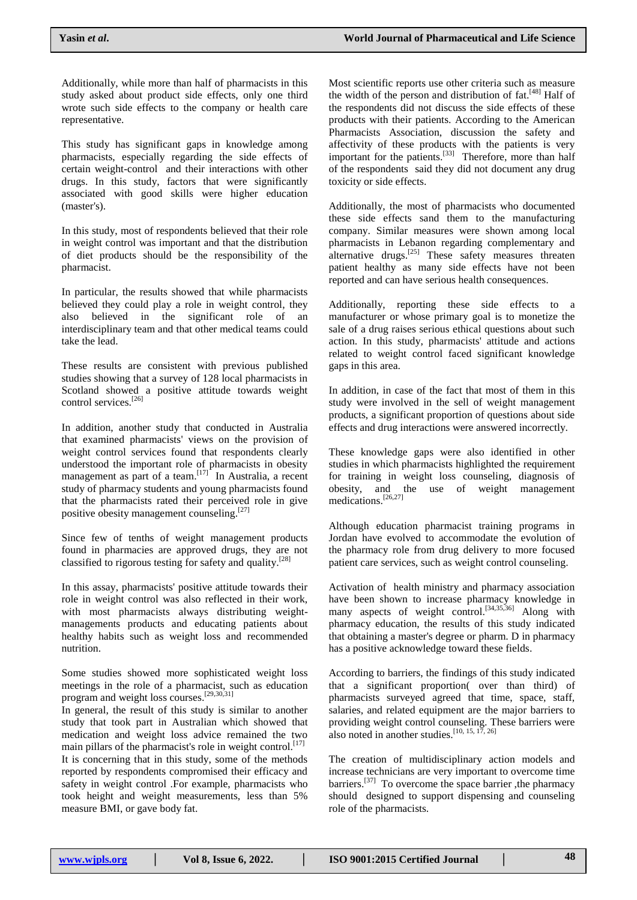Additionally, while more than half of pharmacists in this study asked about product side effects, only one third wrote such side effects to the company or health care representative.

This study has significant gaps in knowledge among pharmacists, especially regarding the side effects of certain weight-control and their interactions with other drugs. In this study, factors that were significantly associated with good skills were higher education (master's).

In this study, most of respondents believed that their role in weight control was important and that the distribution of diet products should be the responsibility of the pharmacist.

In particular, the results showed that while pharmacists believed they could play a role in weight control, they also believed in the significant role of an interdisciplinary team and that other medical teams could take the lead.

These results are consistent with previous published studies showing that a survey of 128 local pharmacists in Scotland showed a positive attitude towards weight control services.[26]

In addition, another study that conducted in Australia that examined pharmacists' views on the provision of weight control services found that respondents clearly understood the important role of pharmacists in obesity management as part of a team.[17] In Australia, a recent study of pharmacy students and young pharmacists found that the pharmacists rated their perceived role in give positive obesity management counseling.[27]

Since few of tenths of weight management products found in pharmacies are approved drugs, they are not classified to rigorous testing for safety and quality.[28]

In this assay, pharmacists' positive attitude towards their role in weight control was also reflected in their work, with most pharmacists always distributing weight-managements products and educating patients about healthy habits such as weight loss and recommended nutrition.

Some studies showed more sophisticated weight loss meetings in the role of a pharmacist, such as education program and weight loss courses.[29,30,31]

In general, the result of this study is similar to another study that took part in Australian which showed that medication and weight loss advice remained the two main pillars of the pharmacist's role in weight control.[17]

It is concerning that in this study, some of the methods reported by respondents compromised their efficacy and safety in weight control .For example, pharmacists who took height and weight measurements, less than 5% measure BMI, or gave body fat.

Most scientific reports use other criteria such as measure the width of the person and distribution of fat.[48] Half of the respondents did not discuss the side effects of these products with their patients. According to the American Pharmacists Association, discussion the safety and affectivity of these products with the patients is very important for the patients.[33] Therefore, more than half of the respondents said they did not document any drug toxicity or side effects.

Additionally, the most of pharmacists who documented these side effects sand them to the manufacturing company. Similar measures were shown among local pharmacists in Lebanon regarding complementary and alternative drugs.[25] These safety measures threaten patient healthy as many side effects have not been reported and can have serious health consequences.

Additionally, reporting these side effects to a manufacturer or whose primary goal is to monetize the sale of a drug raises serious ethical questions about such action. In this study, pharmacists' attitude and actions related to weight control faced significant knowledge gaps in this area.

In addition, in case of the fact that most of them in this study were involved in the sell of weight management products, a significant proportion of questions about side effects and drug interactions were answered incorrectly.

These knowledge gaps were also identified in other studies in which pharmacists highlighted the requirement for training in weight loss counseling, diagnosis of obesity, and the use of weight management medications.[26,27]

Although education pharmacist training programs in Jordan have evolved to accommodate the evolution of the pharmacy role from drug delivery to more focused patient care services, such as weight control counseling.

Activation of health ministry and pharmacy association have been shown to increase pharmacy knowledge in many aspects of weight control.[34,35,36] Along with pharmacy education, the results of this study indicated that obtaining a master's degree or pharm. D in pharmacy has a positive acknowledge toward these fields.

According to barriers, the findings of this study indicated that a significant proportion( over than third) of pharmacists surveyed agreed that time, space, staff, salaries, and related equipment are the major barriers to providing weight control counseling. These barriers were also noted in another studies.[10, 15, 17, 26]

The creation of multidisciplinary action models and increase technicians are very important to overcome time barriers.[37] To overcome the space barrier ,the pharmacy should designed to support dispensing and counseling role of the pharmacists.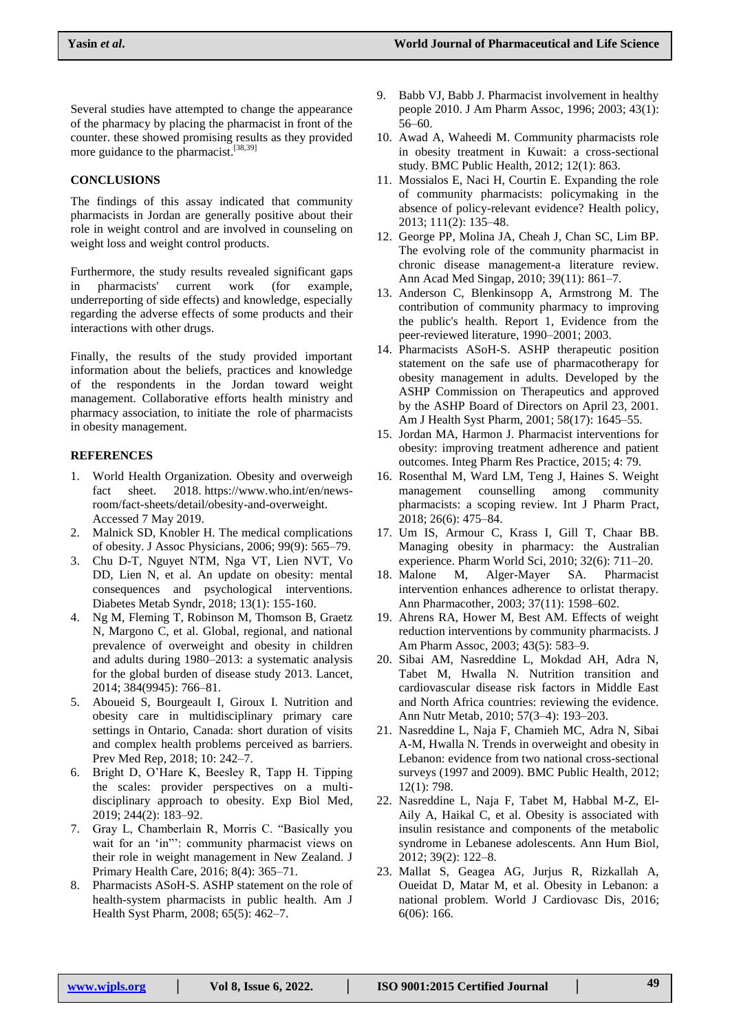Several studies have attempted to change the appearance of the pharmacy by placing the pharmacist in front of the counter. these showed promising results as they provided more guidance to the pharmacist.[38,39]

## CONCLUSIONS

The findings of this assay indicated that community pharmacists in Jordan are generally positive about their role in weight control and are involved in counseling on weight loss and weight control products.

Furthermore, the study results revealed significant gaps in pharmacists' current work (for example, underreporting of side effects) and knowledge, especially regarding the adverse effects of some products and their interactions with other drugs.

Finally, the results of the study provided important information about the beliefs, practices and knowledge of the respondents in the Jordan toward weight management. Collaborative efforts health ministry and pharmacy association, to initiate the role of pharmacists in obesity management.

## REFERENCES

1. World Health Organization. Obesity and overweigh fact sheet. 2018. https://www.who.int/en/news-room/fact-sheets/detail/obesity-and-overweight. Accessed 7 May 2019.
2. Malnick SD, Knobler H. The medical complications of obesity. J Assoc Physicians, 2006; 99(9): 565–79.
3. Chu D-T, Nguyet NTM, Nga VT, Lien NVT, Vo DD, Lien N, et al. An update on obesity: mental consequences and psychological interventions. Diabetes Metab Syndr, 2018; 13(1): 155-160.
4. Ng M, Fleming T, Robinson M, Thomson B, Graetz N, Margono C, et al. Global, regional, and national prevalence of overweight and obesity in children and adults during 1980–2013: a systematic analysis for the global burden of disease study 2013. Lancet, 2014; 384(9945): 766–81.
5. Aboueid S, Bourgeault I, Giroux I. Nutrition and obesity care in multidisciplinary primary care settings in Ontario, Canada: short duration of visits and complex health problems perceived as barriers. Prev Med Rep, 2018; 10: 242–7.
6. Bright D, O'Hare K, Beesley R, Tapp H. Tipping the scales: provider perspectives on a multi-disciplinary approach to obesity. Exp Biol Med, 2019; 244(2): 183–92.
7. Gray L, Chamberlain R, Morris C. "Basically you wait for an 'in"': community pharmacist views on their role in weight management in New Zealand. J Primary Health Care, 2016; 8(4): 365–71.
8. Pharmacists ASoH-S. ASHP statement on the role of health-system pharmacists in public health. Am J Health Syst Pharm, 2008; 65(5): 462–7.
9. Babb VJ, Babb J. Pharmacist involvement in healthy people 2010. J Am Pharm Assoc, 1996; 2003; 43(1): 56–60.
10. Awad A, Waheedi M. Community pharmacists role in obesity treatment in Kuwait: a cross-sectional study. BMC Public Health, 2012; 12(1): 863.
11. Mossialos E, Naci H, Courtin E. Expanding the role of community pharmacists: policymaking in the absence of policy-relevant evidence? Health policy, 2013; 111(2): 135–48.
12. George PP, Molina JA, Cheah J, Chan SC, Lim BP. The evolving role of the community pharmacist in chronic disease management-a literature review. Ann Acad Med Singap, 2010; 39(11): 861–7.
13. Anderson C, Blenkinsopp A, Armstrong M. The contribution of community pharmacy to improving the public's health. Report 1, Evidence from the peer-reviewed literature, 1990–2001; 2003.
14. Pharmacists ASoH-S. ASHP therapeutic position statement on the safe use of pharmacotherapy for obesity management in adults. Developed by the ASHP Commission on Therapeutics and approved by the ASHP Board of Directors on April 23, 2001. Am J Health Syst Pharm, 2001; 58(17): 1645–55.
15. Jordan MA, Harmon J. Pharmacist interventions for obesity: improving treatment adherence and patient outcomes. Integ Pharm Res Practice, 2015; 4: 79.
16. Rosenthal M, Ward LM, Teng J, Haines S. Weight management counselling among community pharmacists: a scoping review. Int J Pharm Pract, 2018; 26(6): 475–84.
17. Um IS, Armour C, Krass I, Gill T, Chaar BB. Managing obesity in pharmacy: the Australian experience. Pharm World Sci, 2010; 32(6): 711–20.
18. Malone M, Alger-Mayer SA. Pharmacist intervention enhances adherence to orlistat therapy. Ann Pharmacother, 2003; 37(11): 1598–602.
19. Ahrens RA, Hower M, Best AM. Effects of weight reduction interventions by community pharmacists. J Am Pharm Assoc, 2003; 43(5): 583–9.
20. Sibai AM, Nasreddine L, Mokdad AH, Adra N, Tabet M, Hwalla N. Nutrition transition and cardiovascular disease risk factors in Middle East and North Africa countries: reviewing the evidence. Ann Nutr Metab, 2010; 57(3–4): 193–203.
21. Nasreddine L, Naja F, Chamieh MC, Adra N, Sibai A-M, Hwalla N. Trends in overweight and obesity in Lebanon: evidence from two national cross-sectional surveys (1997 and 2009). BMC Public Health, 2012; 12(1): 798.
22. Nasreddine L, Naja F, Tabet M, Habbal M-Z, El-Aily A, Haikal C, et al. Obesity is associated with insulin resistance and components of the metabolic syndrome in Lebanese adolescents. Ann Hum Biol, 2012; 39(2): 122–8.
23. Mallat S, Geagea AG, Jurjus R, Rizkallah A, Oueidat D, Matar M, et al. Obesity in Lebanon: a national problem. World J Cardiovasc Dis, 2016; 6(06): 166.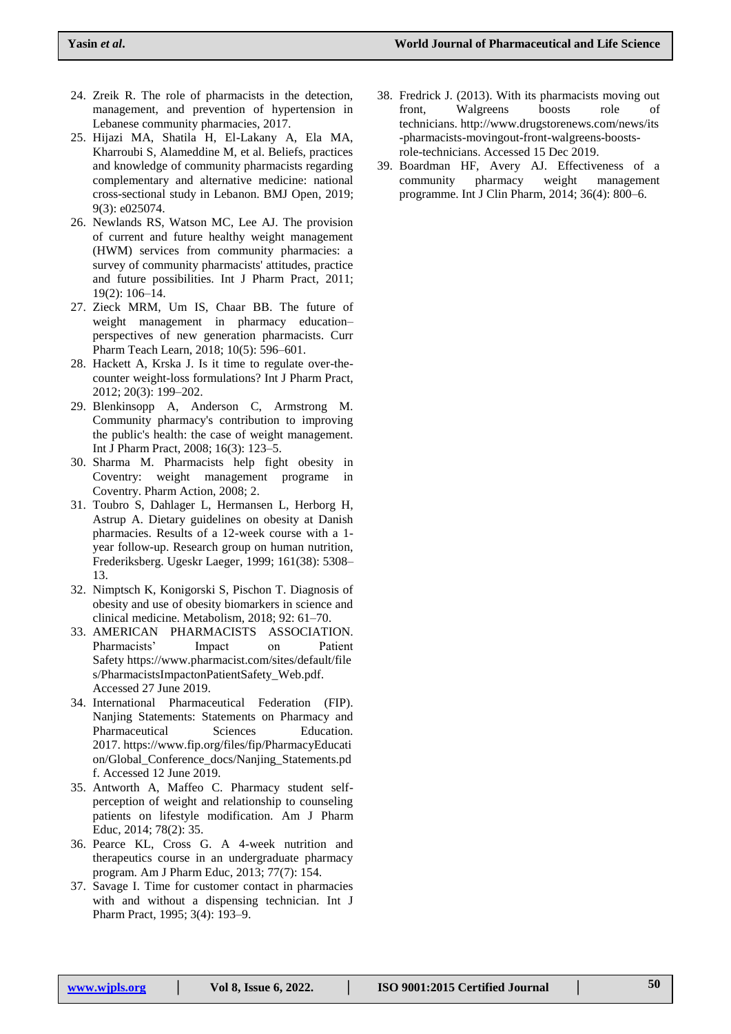24. Zreik R. The role of pharmacists in the detection, management, and prevention of hypertension in Lebanese community pharmacies, 2017.
25. Hijazi MA, Shatila H, El-Lakany A, Ela MA, Kharroubi S, Alameddine M, et al. Beliefs, practices and knowledge of community pharmacists regarding complementary and alternative medicine: national cross-sectional study in Lebanon. BMJ Open, 2019; 9(3): e025074.
26. Newlands RS, Watson MC, Lee AJ. The provision of current and future healthy weight management (HWM) services from community pharmacies: a survey of community pharmacists' attitudes, practice and future possibilities. Int J Pharm Pract, 2011; 19(2): 106–14.
27. Zieck MRM, Um IS, Chaar BB. The future of weight management in pharmacy education–perspectives of new generation pharmacists. Curr Pharm Teach Learn, 2018; 10(5): 596–601.
28. Hackett A, Krska J. Is it time to regulate over-the-counter weight-loss formulations? Int J Pharm Pract, 2012; 20(3): 199–202.
29. Blenkinsopp A, Anderson C, Armstrong M. Community pharmacy's contribution to improving the public's health: the case of weight management. Int J Pharm Pract, 2008; 16(3): 123–5.
30. Sharma M. Pharmacists help fight obesity in Coventry: weight management programe in Coventry. Pharm Action, 2008; 2.
31. Toubro S, Dahlager L, Hermansen L, Herborg H, Astrup A. Dietary guidelines on obesity at Danish pharmacies. Results of a 12-week course with a 1-year follow-up. Research group on human nutrition, Frederiksberg. Ugeskr Laeger, 1999; 161(38): 5308–13.
32. Nimptsch K, Konigorski S, Pischon T. Diagnosis of obesity and use of obesity biomarkers in science and clinical medicine. Metabolism, 2018; 92: 61–70.
33. AMERICAN PHARMACISTS ASSOCIATION. Pharmacists' Impact on Patient Safety https://www.pharmacist.com/sites/default/files/PharmacistsImpactonPatientSafety_Web.pdf. Accessed 27 June 2019.
34. International Pharmaceutical Federation (FIP). Nanjing Statements: Statements on Pharmacy and Pharmaceutical Sciences Education. 2017. https://www.fip.org/files/fip/PharmacyEducation/Global_Conference_docs/Nanjing_Statements.pdf. Accessed 12 June 2019.
35. Antworth A, Maffeo C. Pharmacy student self-perception of weight and relationship to counseling patients on lifestyle modification. Am J Pharm Educ, 2014; 78(2): 35.
36. Pearce KL, Cross G. A 4-week nutrition and therapeutics course in an undergraduate pharmacy program. Am J Pharm Educ, 2013; 77(7): 154.
37. Savage I. Time for customer contact in pharmacies with and without a dispensing technician. Int J Pharm Pract, 1995; 3(4): 193–9.
38. Fredrick J. (2013). With its pharmacists moving out front, Walgreens boosts role of technicians. http://www.drugstorenews.com/news/its-pharmacists-movingout-front-walgreens-boosts-role-technicians. Accessed 15 Dec 2019.
39. Boardman HF, Avery AJ. Effectiveness of a community pharmacy weight management programme. Int J Clin Pharm, 2014; 36(4): 800–6.